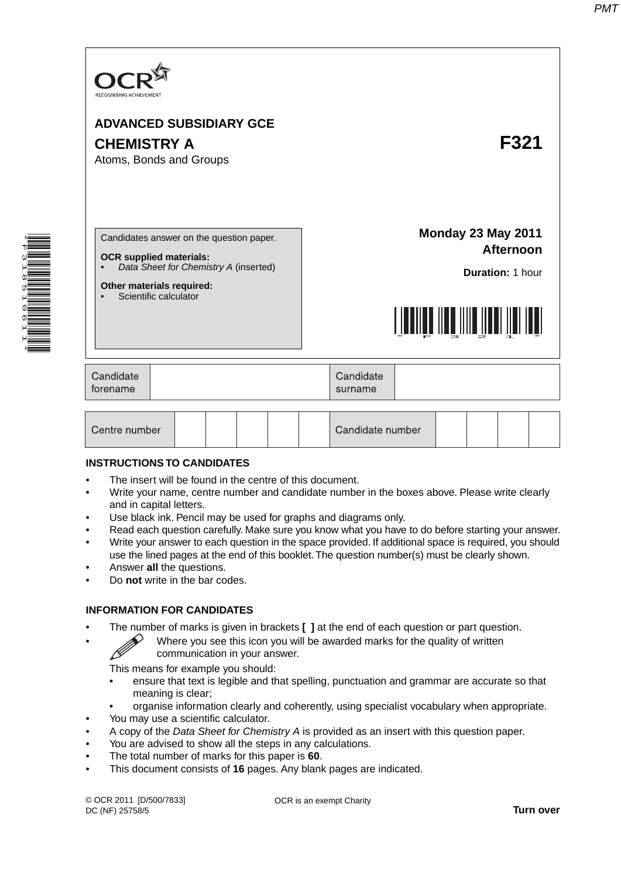OCR
RECOGNISING ACHIEVEMENT

**ADVANCED SUBSIDIARY GCE**

# CHEMISTRY A — F321

Atoms, Bonds and Groups

Candidates answer on the question paper.

**OCR supplied materials:**
- *Data Sheet for Chemistry A* (inserted)

**Other materials required:**
- Scientific calculator

**Monday 23 May 2011**
**Afternoon**

**Duration:** 1 hour

| Candidate forename | | Candidate surname | |
|---|---|---|---|

| Centre number | | | | | | Candidate number | | | | |
|---|---|---|---|---|---|---|---|---|---|---|

## INSTRUCTIONS TO CANDIDATES

- The insert will be found in the centre of this document.
- Write your name, centre number and candidate number in the boxes above. Please write clearly and in capital letters.
- Use black ink. Pencil may be used for graphs and diagrams only.
- Read each question carefully. Make sure you know what you have to do before starting your answer.
- Write your answer to each question in the space provided. If additional space is required, you should use the lined pages at the end of this booklet. The question number(s) must be clearly shown.
- Answer **all** the questions.
- Do **not** write in the bar codes.

## INFORMATION FOR CANDIDATES

- The number of marks is given in brackets **[ ]** at the end of each question or part question.
- Where you see this icon you will be awarded marks for the quality of written communication in your answer.

  This means for example you should:
  - ensure that text is legible and that spelling, punctuation and grammar are accurate so that meaning is clear;
  - organise information clearly and coherently, using specialist vocabulary when appropriate.
- You may use a scientific calculator.
- A copy of the *Data Sheet for Chemistry A* is provided as an insert with this question paper.
- You are advised to show all the steps in any calculations.
- The total number of marks for this paper is **60**.
- This document consists of **16** pages. Any blank pages are indicated.

© OCR 2011 [D/500/7833]
DC (NF) 25758/5

OCR is an exempt Charity

**Turn over**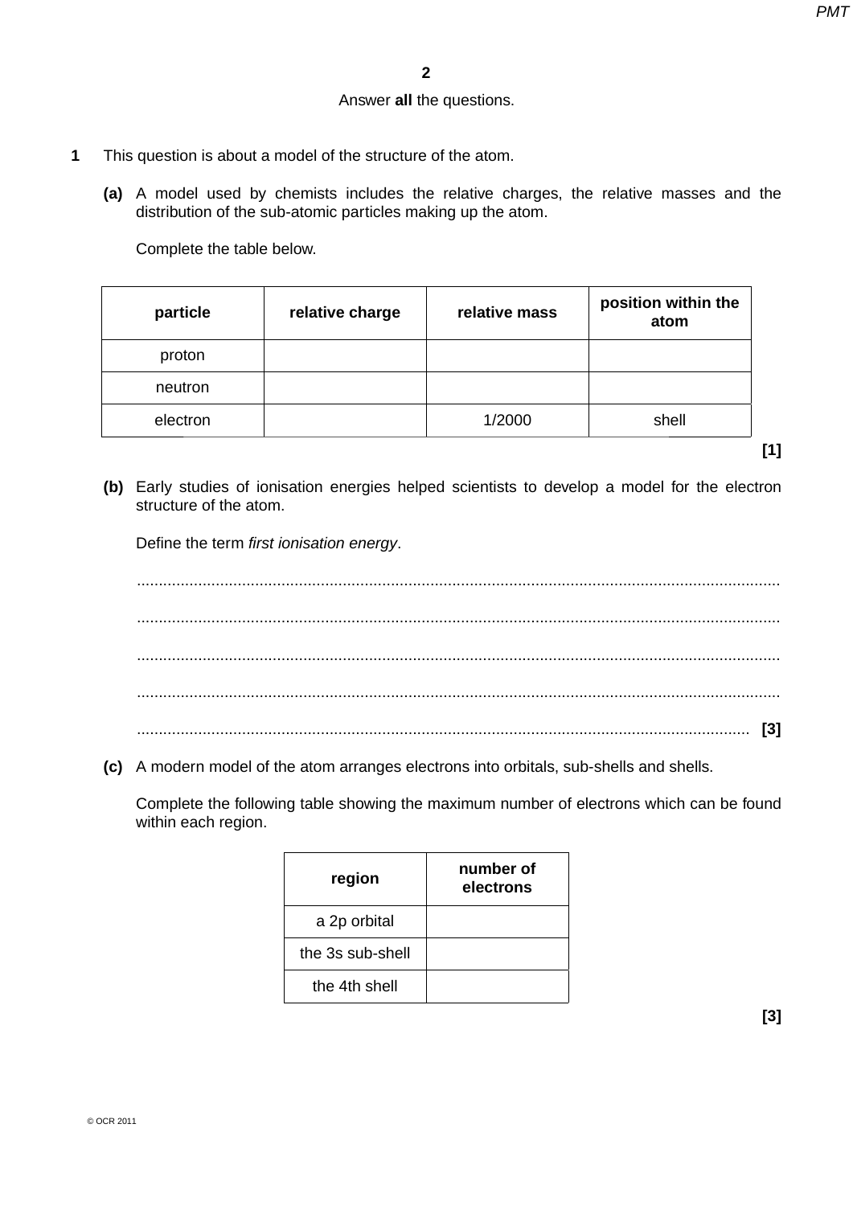Answer **all** the questions.

**1** This question is about a model of the structure of the atom.

**(a)** A model used by chemists includes the relative charges, the relative masses and the distribution of the sub-atomic particles making up the atom.

Complete the table below.

| particle | relative charge | relative mass | position within the atom |
|---|---|---|---|
| proton | | | |
| neutron | | | |
| electron | | 1/2000 | shell |

**[1]**

**(b)** Early studies of ionisation energies helped scientists to develop a model for the electron structure of the atom.

Define the term *first ionisation energy*.

..........................................................................................................................................

..........................................................................................................................................

..........................................................................................................................................

..........................................................................................................................................

.................................................................................................................................. **[3]**

**(c)** A modern model of the atom arranges electrons into orbitals, sub-shells and shells.

Complete the following table showing the maximum number of electrons which can be found within each region.

| region | number of electrons |
|---|---|
| a 2p orbital | |
| the 3s sub-shell | |
| the 4th shell | |

**[3]**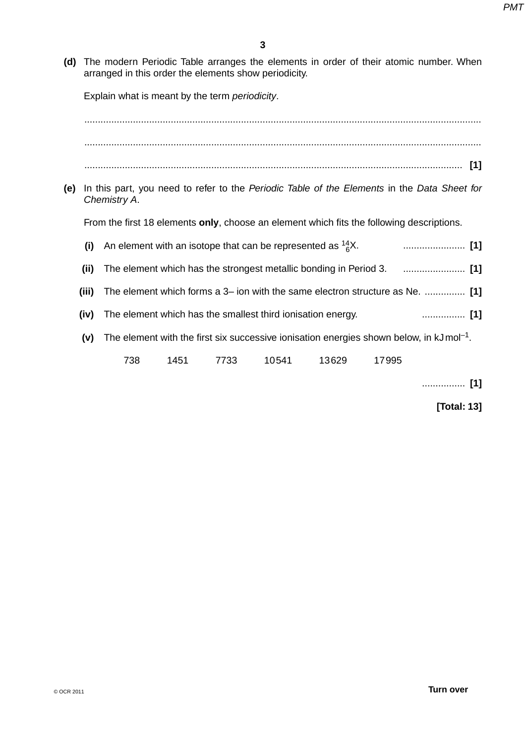**(d)** The modern Periodic Table arranges the elements in order of their atomic number. When arranged in this order the elements show periodicity.

Explain what is meant by the term *periodicity*.

..................................................................................................................................................

..................................................................................................................................................

.......................................................................................................................................... **[1]**

**(e)** In this part, you need to refer to the *Periodic Table of the Elements* in the *Data Sheet for Chemistry A*.

From the first 18 elements **only**, choose an element which fits the following descriptions.

**(i)** An element with an isotope that can be represented as $^{14}_{6}X$. ....................... **[1]**

**(ii)** The element which has the strongest metallic bonding in Period 3. ....................... **[1]**

**(iii)** The element which forms a 3– ion with the same electron structure as Ne. ............... **[1]**

**(iv)** The element which has the smallest third ionisation energy. ................ **[1]**

**(v)** The element with the first six successive ionisation energies shown below, in $kJ\,mol^{-1}$.

738 &nbsp;&nbsp; 1451 &nbsp;&nbsp; 7733 &nbsp;&nbsp; 10541 &nbsp;&nbsp; 13629 &nbsp;&nbsp; 17995

................ **[1]**

**[Total: 13]**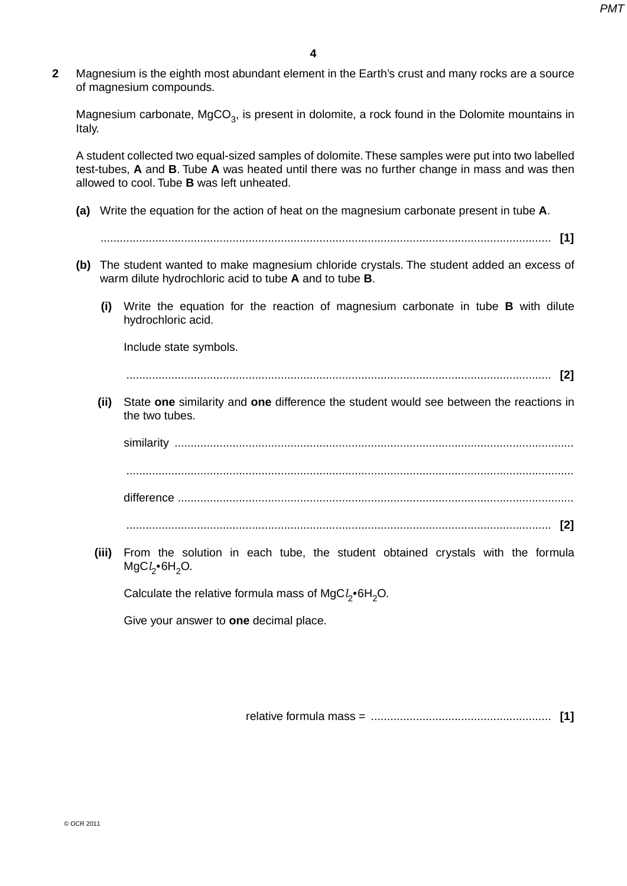**2** Magnesium is the eighth most abundant element in the Earth's crust and many rocks are a source of magnesium compounds.

Magnesium carbonate, $MgCO_3$, is present in dolomite, a rock found in the Dolomite mountains in Italy.

A student collected two equal-sized samples of dolomite. These samples were put into two labelled test-tubes, **A** and **B**. Tube **A** was heated until there was no further change in mass and was then allowed to cool. Tube **B** was left unheated.

**(a)** Write the equation for the action of heat on the magnesium carbonate present in tube **A**.

.......................................................................................................................................... **[1]**

**(b)** The student wanted to make magnesium chloride crystals. The student added an excess of warm dilute hydrochloric acid to tube **A** and to tube **B**.

**(i)** Write the equation for the reaction of magnesium carbonate in tube **B** with dilute hydrochloric acid.

Include state symbols.

.......................................................................................................................................... **[2]**

**(ii)** State **one** similarity and **one** difference the student would see between the reactions in the two tubes.

similarity ..........................................................................................................................

..........................................................................................................................................

difference ..........................................................................................................................

.......................................................................................................................................... **[2]**

**(iii)** From the solution in each tube, the student obtained crystals with the formula $MgCl_2 \cdot 6H_2O$.

Calculate the relative formula mass of $MgCl_2 \cdot 6H_2O$.

Give your answer to **one** decimal place.

relative formula mass = ........................................................ **[1]**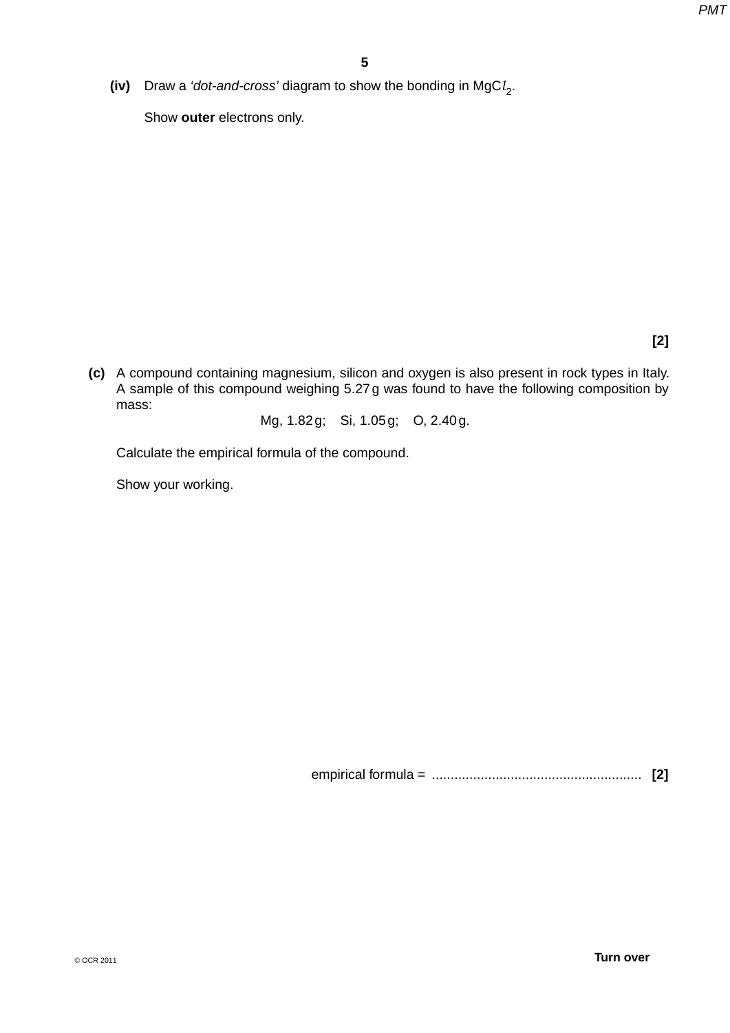**(iv)** Draw a *'dot-and-cross'* diagram to show the bonding in $MgCl_2$.

Show **outer** electrons only.

**[2]**

**(c)** A compound containing magnesium, silicon and oxygen is also present in rock types in Italy. A sample of this compound weighing 5.27 g was found to have the following composition by mass:

Mg, 1.82 g; Si, 1.05 g; O, 2.40 g.

Calculate the empirical formula of the compound.

Show your working.

empirical formula = ........................................................ **[2]**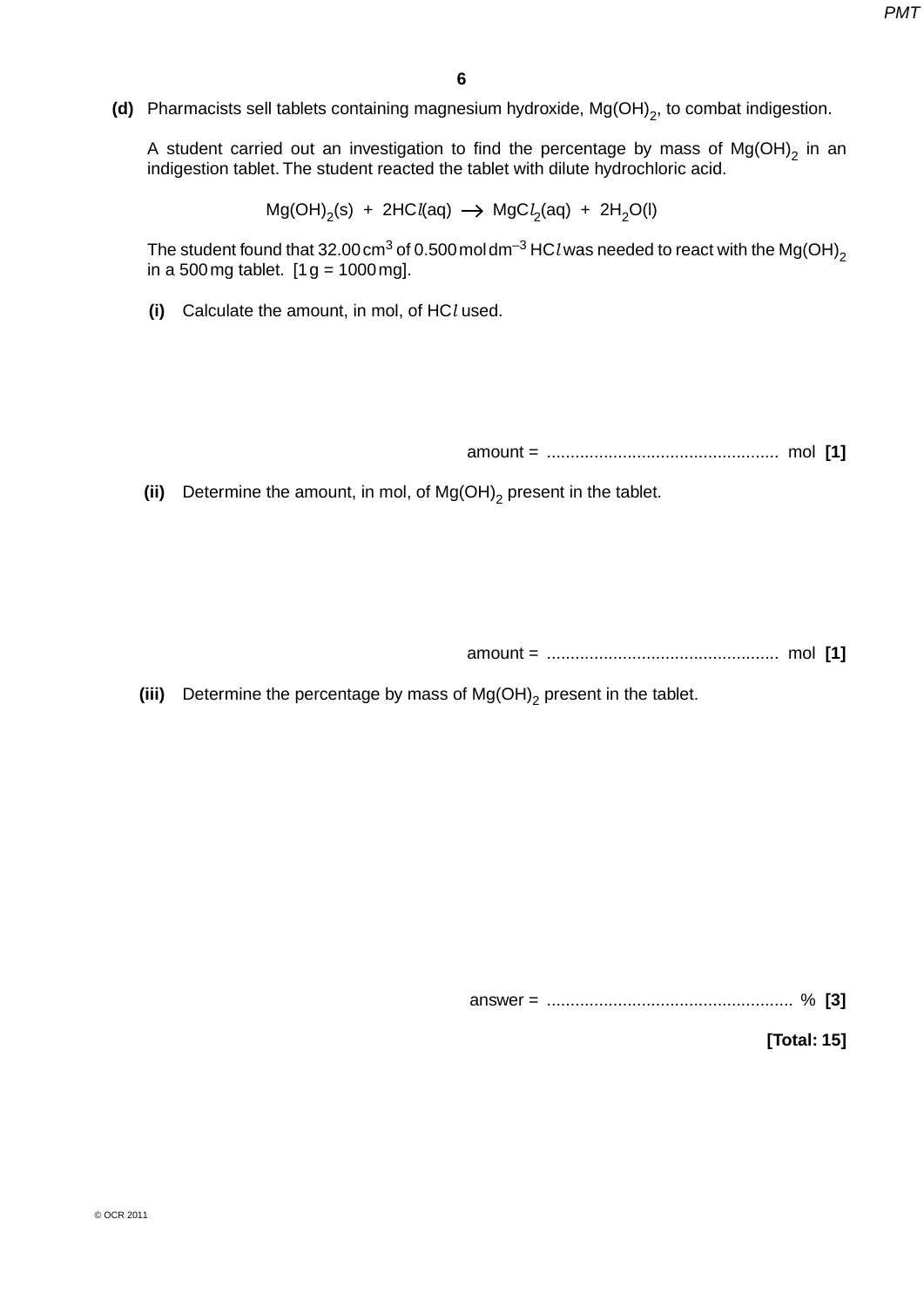**(d)** Pharmacists sell tablets containing magnesium hydroxide, $Mg(OH)_2$, to combat indigestion.

A student carried out an investigation to find the percentage by mass of $Mg(OH)_2$ in an indigestion tablet. The student reacted the tablet with dilute hydrochloric acid.

$$Mg(OH)_2(s) + 2HCl(aq) \longrightarrow MgCl_2(aq) + 2H_2O(l)$$

The student found that 32.00 $cm^3$ of 0.500 mol $dm^{-3}$ HC*l* was needed to react with the $Mg(OH)_2$ in a 500 mg tablet. [1 g = 1000 mg].

**(i)** Calculate the amount, in mol, of HC*l* used.

amount = ................................................ mol **[1]**

**(ii)** Determine the amount, in mol, of $Mg(OH)_2$ present in the tablet.

amount = ................................................ mol **[1]**

**(iii)** Determine the percentage by mass of $Mg(OH)_2$ present in the tablet.

answer = .................................................. % **[3]**

**[Total: 15]**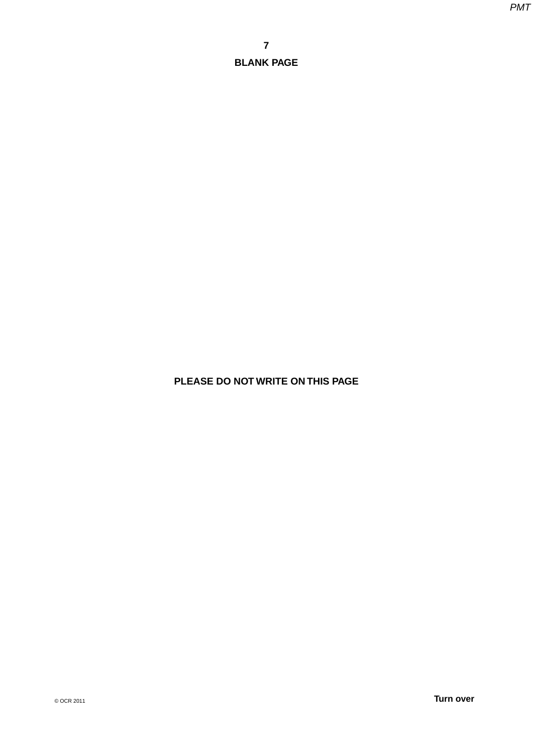**BLANK PAGE**

**PLEASE DO NOT WRITE ON THIS PAGE**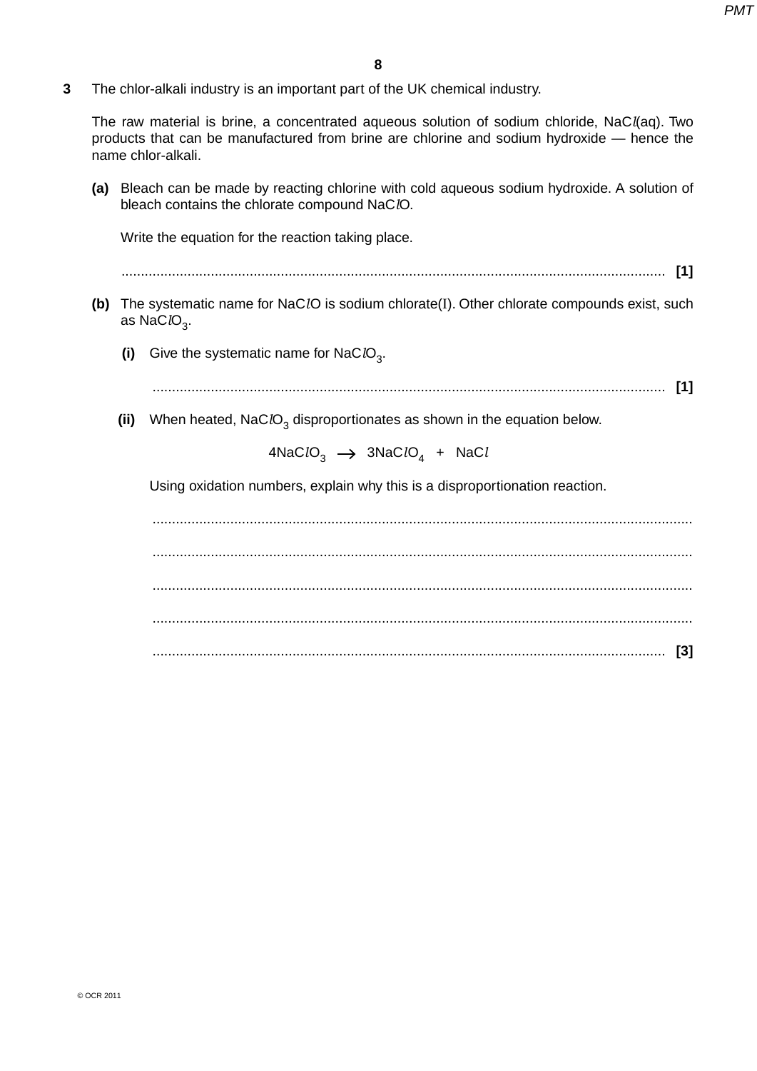**3** The chlor-alkali industry is an important part of the UK chemical industry.

The raw material is brine, a concentrated aqueous solution of sodium chloride, $NaCl(aq)$. Two products that can be manufactured from brine are chlorine and sodium hydroxide — hence the name chlor-alkali.

**(a)** Bleach can be made by reacting chlorine with cold aqueous sodium hydroxide. A solution of bleach contains the chlorate compound $NaClO$.

Write the equation for the reaction taking place.

.......................................................................................................................................... **[1]**

**(b)** The systematic name for $NaClO$ is sodium chlorate(I). Other chlorate compounds exist, such as $NaClO_3$.

**(i)** Give the systematic name for $NaClO_3$.

.................................................................................................................................. **[1]**

**(ii)** When heated, $NaClO_3$ disproportionates as shown in the equation below.

$$4NaClO_3 \longrightarrow 3NaClO_4 + NaCl$$

Using oxidation numbers, explain why this is a disproportionation reaction.

..........................................................................................................................................

..........................................................................................................................................

..........................................................................................................................................

..........................................................................................................................................

.................................................................................................................................. **[3]**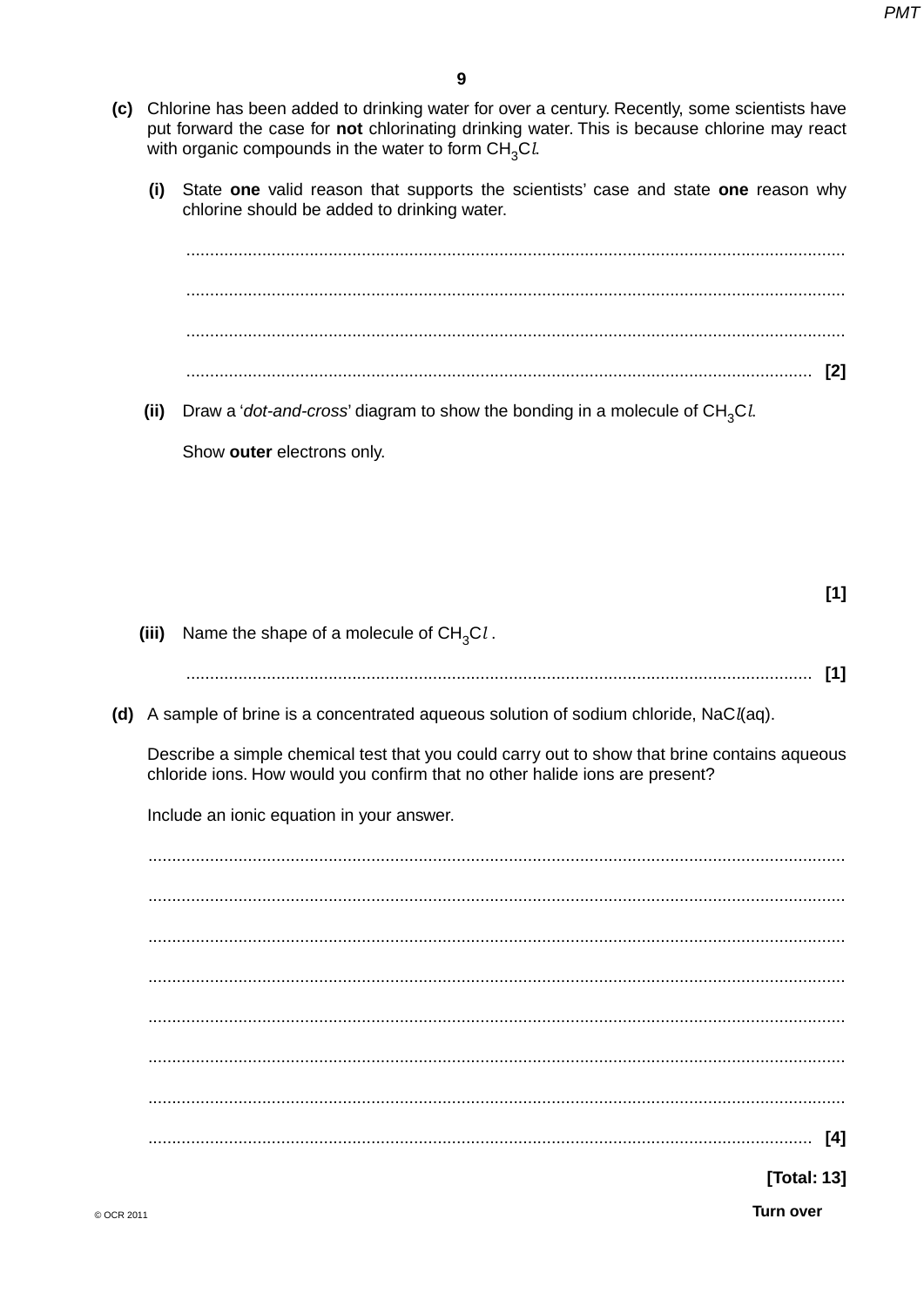**(c)** Chlorine has been added to drinking water for over a century. Recently, some scientists have put forward the case for **not** chlorinating drinking water. This is because chlorine may react with organic compounds in the water to form $CH_3Cl$.

**(i)** State **one** valid reason that supports the scientists' case and state **one** reason why chlorine should be added to drinking water.

..........................................................................................................................................

..........................................................................................................................................

..........................................................................................................................................

.................................................................................................................................... [2]

**(ii)** Draw a '*dot-and-cross*' diagram to show the bonding in a molecule of $CH_3Cl$.

Show **outer** electrons only.

[1]

**(iii)** Name the shape of a molecule of $CH_3Cl$.

.................................................................................................................................... [1]

**(d)** A sample of brine is a concentrated aqueous solution of sodium chloride, $NaCl(aq)$.

Describe a simple chemical test that you could carry out to show that brine contains aqueous chloride ions. How would you confirm that no other halide ions are present?

Include an ionic equation in your answer.

..........................................................................................................................................

..........................................................................................................................................

..........................................................................................................................................

..........................................................................................................................................

..........................................................................................................................................

..........................................................................................................................................

..........................................................................................................................................

.................................................................................................................................... [4]

**[Total: 13]**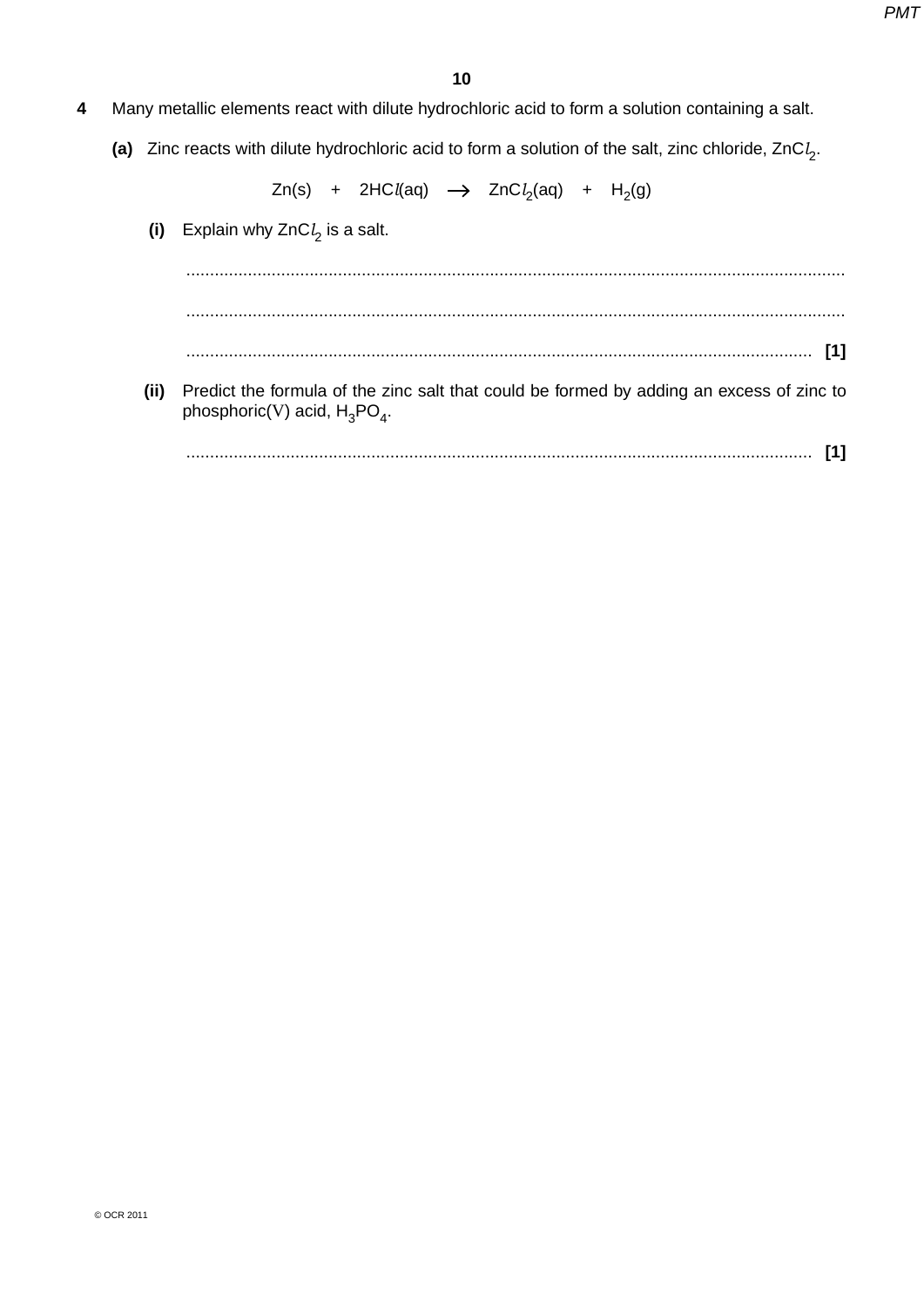**4** Many metallic elements react with dilute hydrochloric acid to form a solution containing a salt.

**(a)** Zinc reacts with dilute hydrochloric acid to form a solution of the salt, zinc chloride, $ZnCl_2$.

$$Zn(s) \quad + \quad 2HCl(aq) \quad \longrightarrow \quad ZnCl_2(aq) \quad + \quad H_2(g)$$

**(i)** Explain why $ZnCl_2$ is a salt.

..........................................................................................................................................

..........................................................................................................................................

.................................................................................................................................... **[1]**

**(ii)** Predict the formula of the zinc salt that could be formed by adding an excess of zinc to phosphoric(V) acid, $H_3PO_4$.

.................................................................................................................................... **[1]**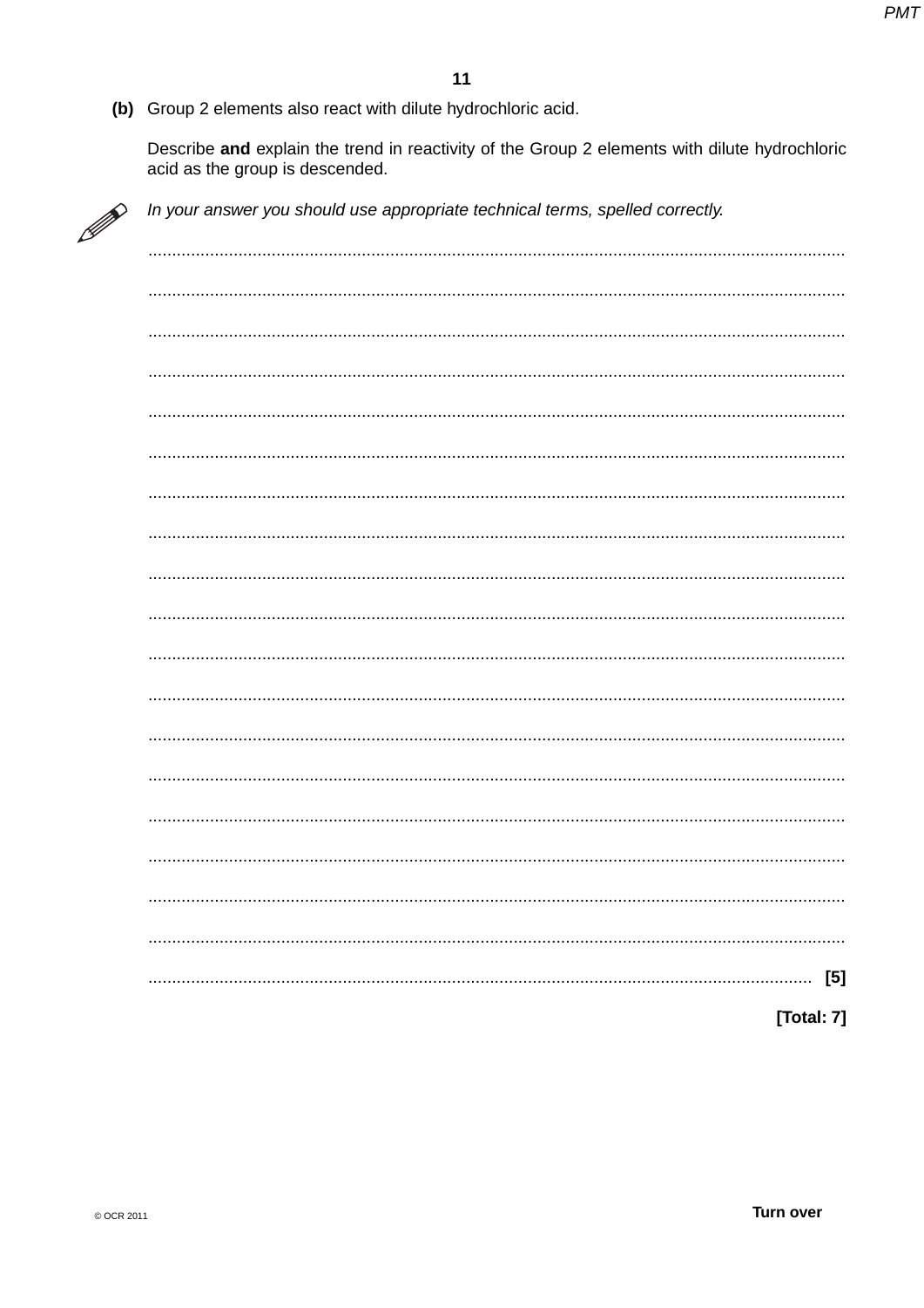**(b)** Group 2 elements also react with dilute hydrochloric acid.

Describe **and** explain the trend in reactivity of the Group 2 elements with dilute hydrochloric acid as the group is descended.

*In your answer you should use appropriate technical terms, spelled correctly.*

..................................................................................................................................................

..................................................................................................................................................

..................................................................................................................................................

..................................................................................................................................................

..................................................................................................................................................

..................................................................................................................................................

..................................................................................................................................................

..................................................................................................................................................

..................................................................................................................................................

..................................................................................................................................................

..................................................................................................................................................

..................................................................................................................................................

..................................................................................................................................................

..................................................................................................................................................

..................................................................................................................................................

..................................................................................................................................................

..................................................................................................................................................

..................................................................................................................................................

.............................................................................................................................................. [5]

**[Total: 7]**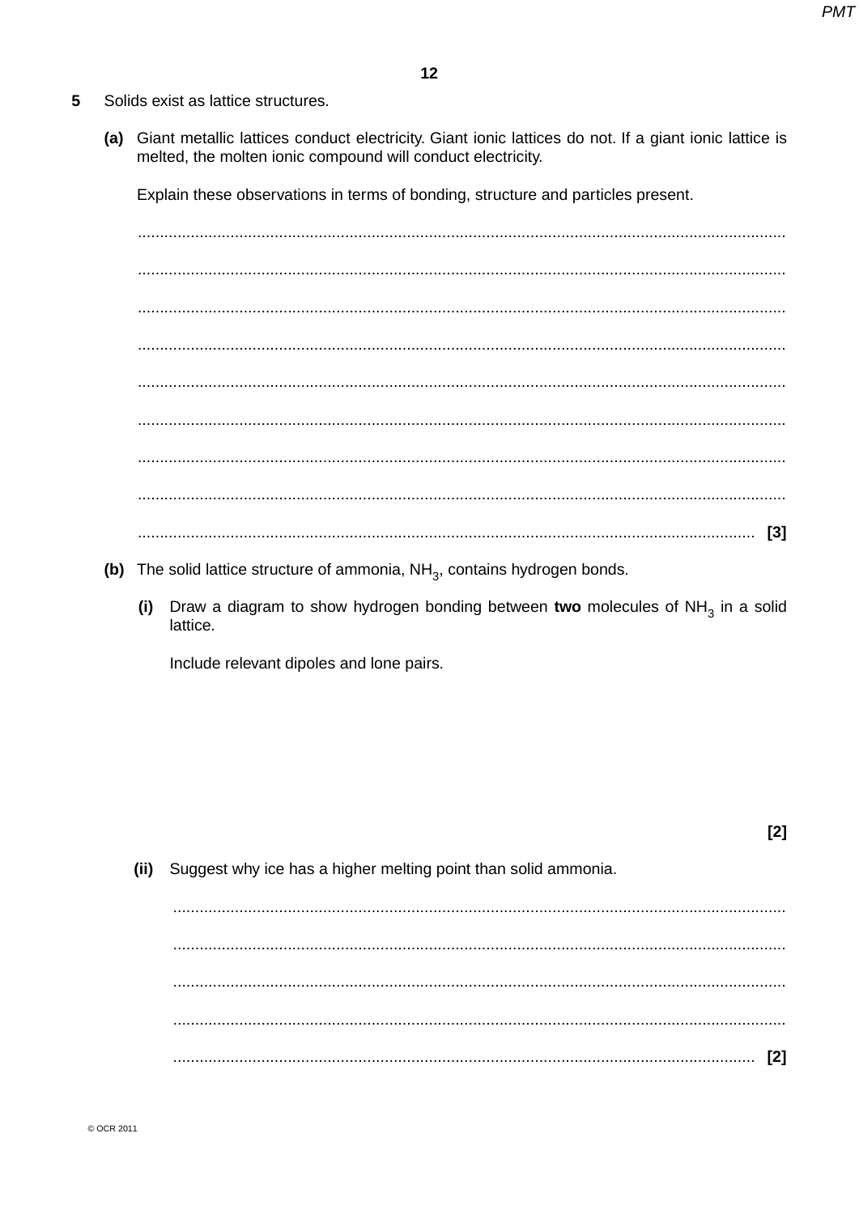**5** Solids exist as lattice structures.

**(a)** Giant metallic lattices conduct electricity. Giant ionic lattices do not. If a giant ionic lattice is melted, the molten ionic compound will conduct electricity.

Explain these observations in terms of bonding, structure and particles present.

..................................................................................................................................................

..................................................................................................................................................

..................................................................................................................................................

..................................................................................................................................................

..................................................................................................................................................

..................................................................................................................................................

..................................................................................................................................................

..................................................................................................................................................

.......................................................................................................................................... **[3]**

**(b)** The solid lattice structure of ammonia, $NH_3$, contains hydrogen bonds.

**(i)** Draw a diagram to show hydrogen bonding between **two** molecules of $NH_3$ in a solid lattice.

Include relevant dipoles and lone pairs.

**[2]**

**(ii)** Suggest why ice has a higher melting point than solid ammonia.

..........................................................................................................................................

..........................................................................................................................................

..........................................................................................................................................

..........................................................................................................................................

.................................................................................................................................. **[2]**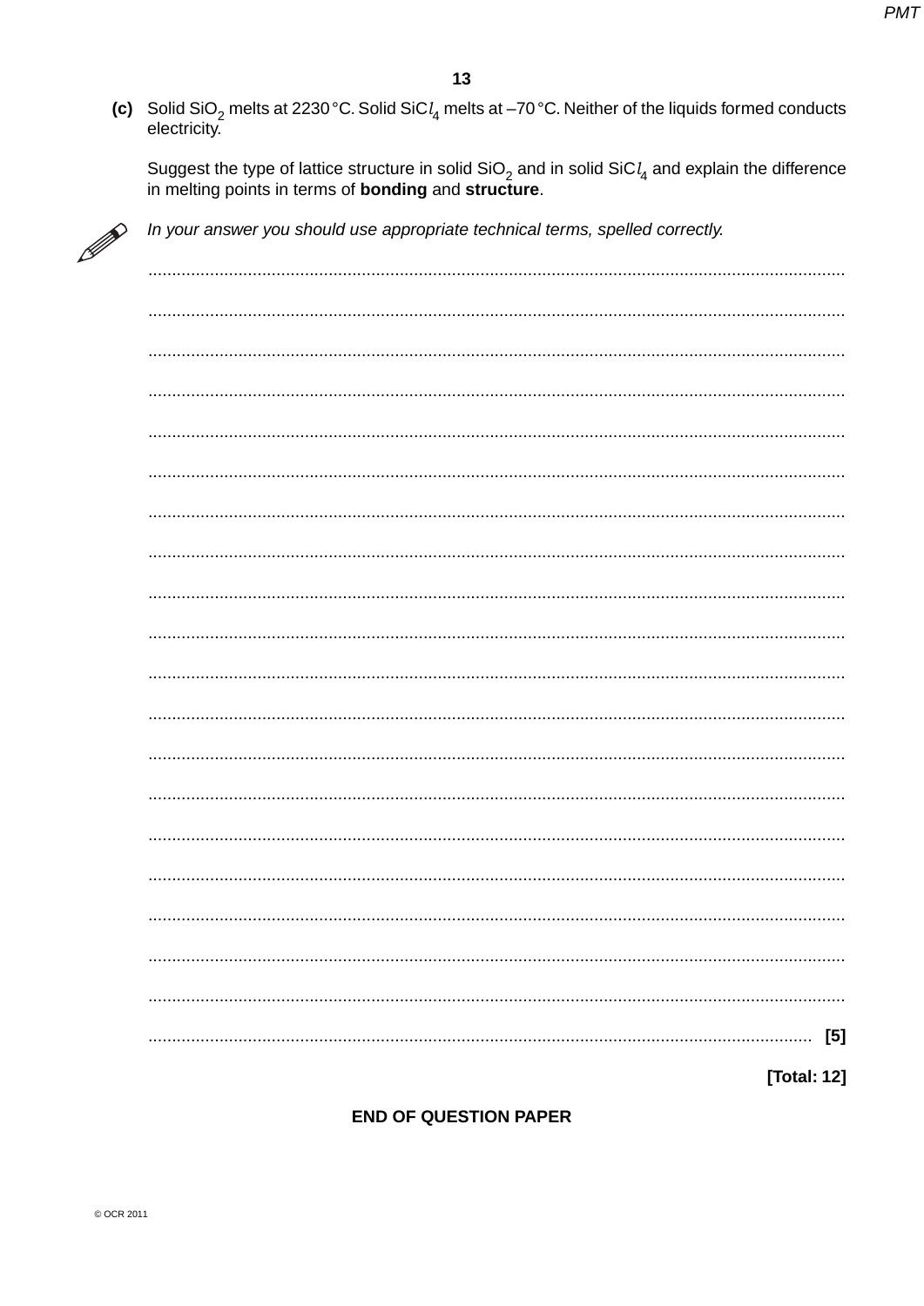**(c)** Solid $SiO_2$ melts at 2230 °C. Solid $SiCl_4$ melts at –70 °C. Neither of the liquids formed conducts electricity.

Suggest the type of lattice structure in solid $SiO_2$ and in solid $SiCl_4$ and explain the difference in melting points in terms of **bonding** and **structure**.

*In your answer you should use appropriate technical terms, spelled correctly.*

**[5]**

**[Total: 12]**

**END OF QUESTION PAPER**

© OCR 2011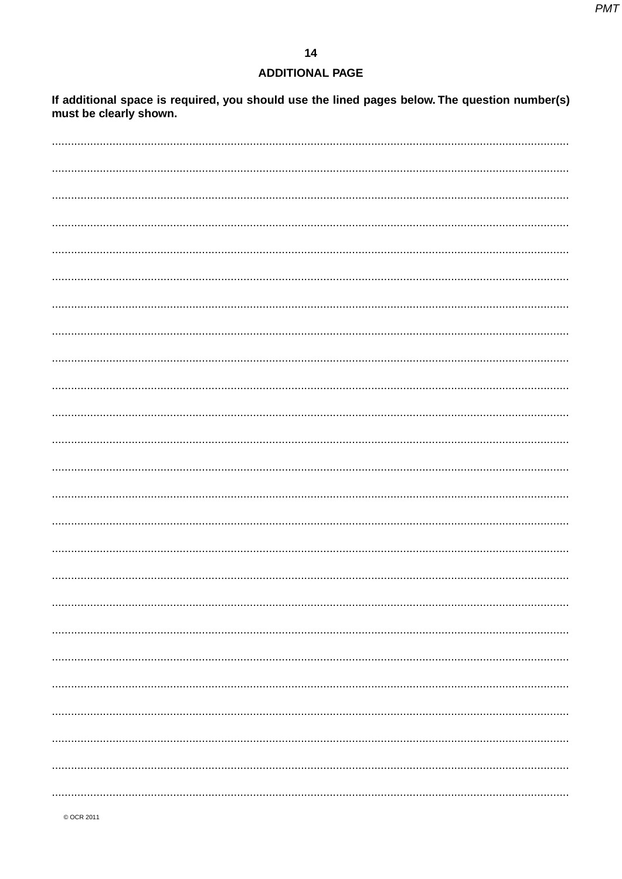## ADDITIONAL PAGE

**If additional space is required, you should use the lined pages below. The question number(s) must be clearly shown.**

© OCR 2011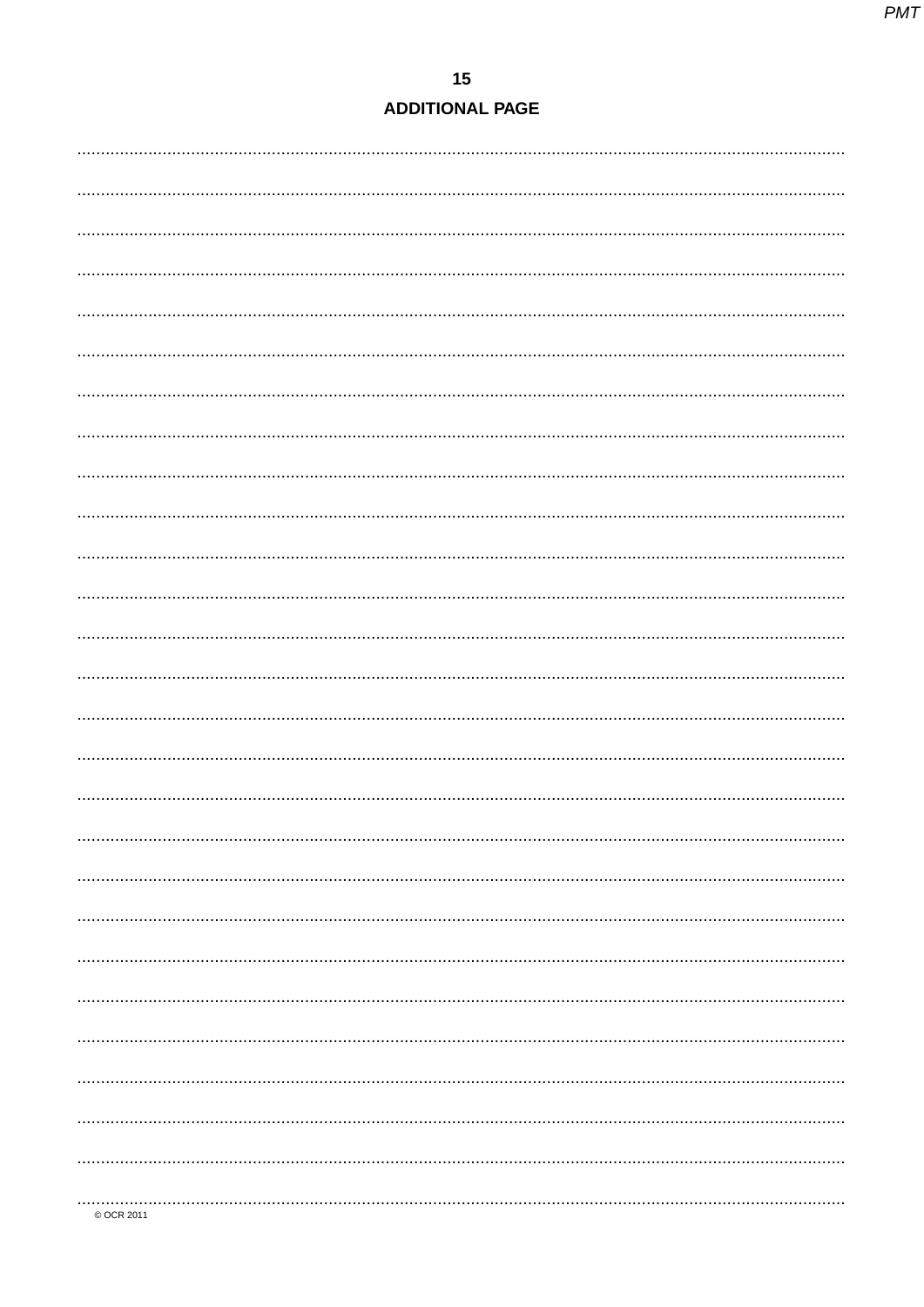## ADDITIONAL PAGE

© OCR 2011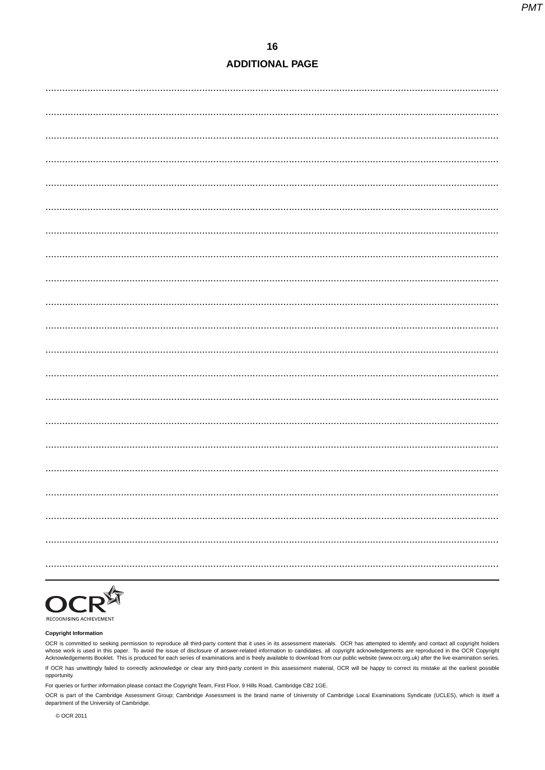## ADDITIONAL PAGE

OCR

RECOGNISING ACHIEVEMENT

**Copyright Information**

OCR is committed to seeking permission to reproduce all third-party content that it uses in its assessment materials. OCR has attempted to identify and contact all copyright holders whose work is used in this paper. To avoid the issue of disclosure of answer-related information to candidates, all copyright acknowledgements are reproduced in the OCR Copyright Acknowledgements Booklet. This is produced for each series of examinations and is freely available to download from our public website (www.ocr.org.uk) after the live examination series.

If OCR has unwittingly failed to correctly acknowledge or clear any third-party content in this assessment material, OCR will be happy to correct its mistake at the earliest possible opportunity.

For queries or further information please contact the Copyright Team, First Floor, 9 Hills Road, Cambridge CB2 1GE.

OCR is part of the Cambridge Assessment Group; Cambridge Assessment is the brand name of University of Cambridge Local Examinations Syndicate (UCLES), which is itself a department of the University of Cambridge.

© OCR 2011